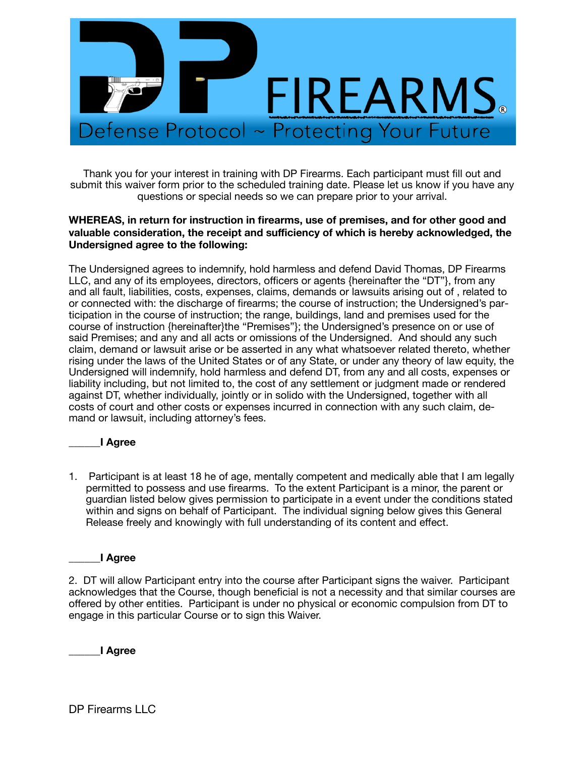# DP FIREARMS®

Defense Protocol ~ Protecting Your Future

Thank you for your interest in training with DP Firearms. Each participant must fill out and submit this waiver form prior to the scheduled training date. Please let us know if you have any questions or special needs so we can prepare prior to your arrival.

**WHEREAS, in return for instruction in firearms, use of premises, and for other good and valuable consideration, the receipt and sufficiency of which is hereby acknowledged, the Undersigned agree to the following:**

The Undersigned agrees to indemnify, hold harmless and defend David Thomas, DP Firearms LLC, and any of its employees, directors, officers or agents {hereinafter the "DT"}, from any and all fault, liabilities, costs, expenses, claims, demands or lawsuits arising out of , related to or connected with: the discharge of firearms; the course of instruction; the Undersigned's participation in the course of instruction; the range, buildings, land and premises used for the course of instruction {hereinafter}the "Premises"}; the Undersigned's presence on or use of said Premises; and any and all acts or omissions of the Undersigned. And should any such claim, demand or lawsuit arise or be asserted in any what whatsoever related thereto, whether rising under the laws of the United States or of any State, or under any theory of law equity, the Undersigned will indemnify, hold harmless and defend DT, from any and all costs, expenses or liability including, but not limited to, the cost of any settlement or judgment made or rendered against DT, whether individually, jointly or in solido with the Undersigned, together with all costs of court and other costs or expenses incurred in connection with any such claim, demand or lawsuit, including attorney's fees.

______**I Agree**

1. Participant is at least 18 he of age, mentally competent and medically able that I am legally permitted to possess and use firearms. To the extent Participant is a minor, the parent or guardian listed below gives permission to participate in a event under the conditions stated within and signs on behalf of Participant. The individual signing below gives this General Release freely and knowingly with full understanding of its content and effect.

______**I Agree**

2. DT will allow Participant entry into the course after Participant signs the waiver. Participant acknowledges that the Course, though beneficial is not a necessity and that similar courses are offered by other entities. Participant is under no physical or economic compulsion from DT to engage in this particular Course or to sign this Waiver.

______**I Agree**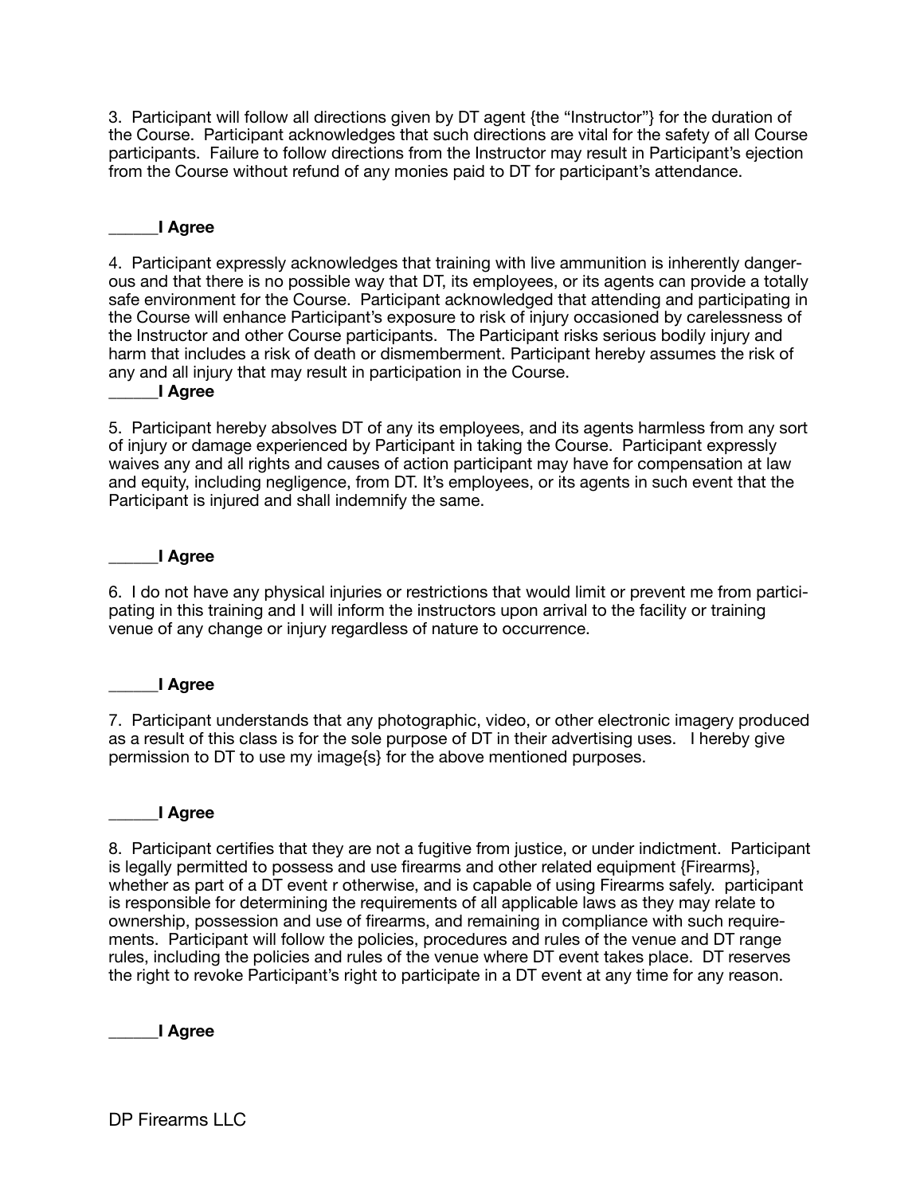3. Participant will follow all directions given by DT agent {the "Instructor"} for the duration of the Course. Participant acknowledges that such directions are vital for the safety of all Course participants. Failure to follow directions from the Instructor may result in Participant's ejection from the Course without refund of any monies paid to DT for participant's attendance.

______**I Agree**

4. Participant expressly acknowledges that training with live ammunition is inherently dangerous and that there is no possible way that DT, its employees, or its agents can provide a totally safe environment for the Course. Participant acknowledged that attending and participating in the Course will enhance Participant's exposure to risk of injury occasioned by carelessness of the Instructor and other Course participants. The Participant risks serious bodily injury and harm that includes a risk of death or dismemberment. Participant hereby assumes the risk of any and all injury that may result in participation in the Course.

______**I Agree**

5. Participant hereby absolves DT of any its employees, and its agents harmless from any sort of injury or damage experienced by Participant in taking the Course. Participant expressly waives any and all rights and causes of action participant may have for compensation at law and equity, including negligence, from DT. It's employees, or its agents in such event that the Participant is injured and shall indemnify the same.

______**I Agree**

6. I do not have any physical injuries or restrictions that would limit or prevent me from participating in this training and I will inform the instructors upon arrival to the facility or training venue of any change or injury regardless of nature to occurrence.

______**I Agree**

7. Participant understands that any photographic, video, or other electronic imagery produced as a result of this class is for the sole purpose of DT in their advertising uses. I hereby give permission to DT to use my image{s} for the above mentioned purposes.

______**I Agree**

8. Participant certifies that they are not a fugitive from justice, or under indictment. Participant is legally permitted to possess and use firearms and other related equipment {Firearms}, whether as part of a DT event r otherwise, and is capable of using Firearms safely. participant is responsible for determining the requirements of all applicable laws as they may relate to ownership, possession and use of firearms, and remaining in compliance with such requirements. Participant will follow the policies, procedures and rules of the venue and DT range rules, including the policies and rules of the venue where DT event takes place. DT reserves the right to revoke Participant's right to participate in a DT event at any time for any reason.

______**I Agree**

DP Firearms LLC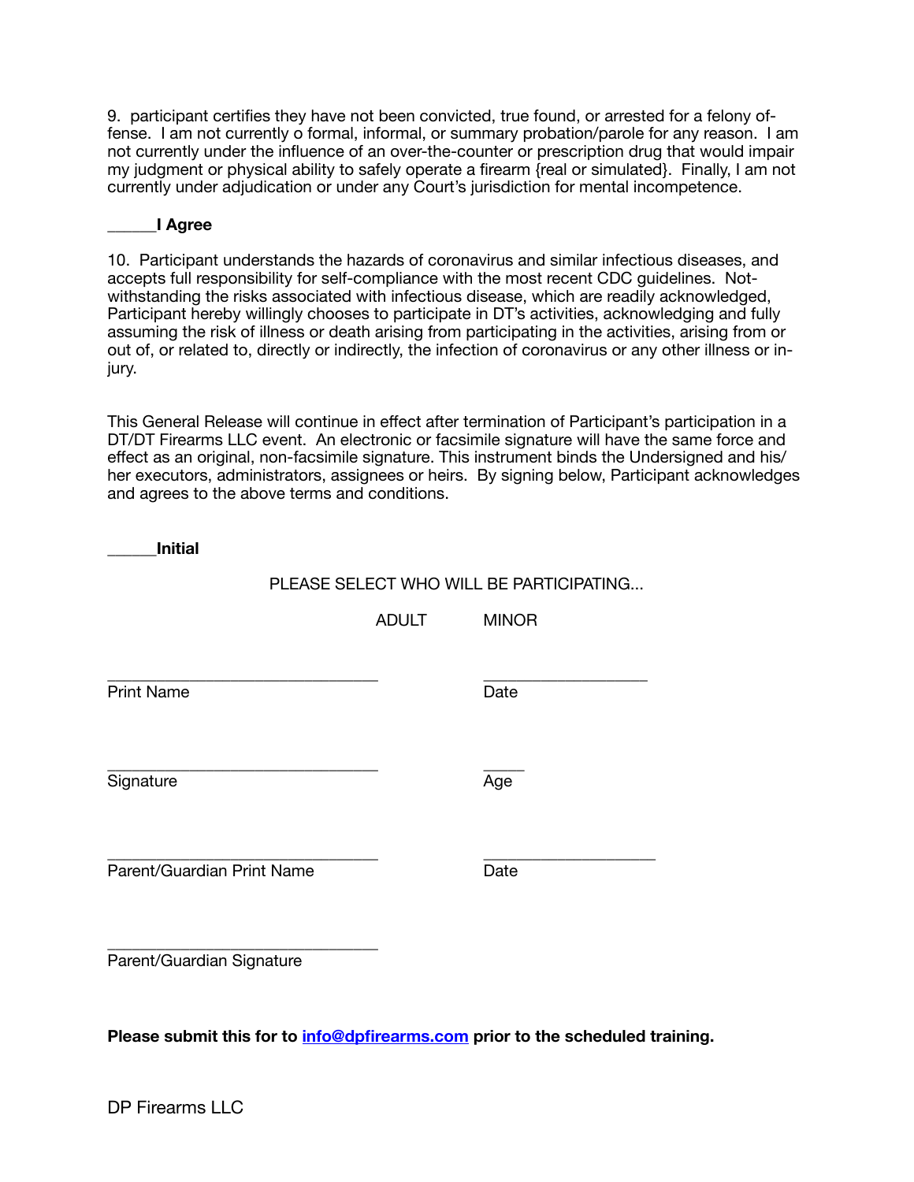9. participant certifies they have not been convicted, true found, or arrested for a felony offense. I am not currently o formal, informal, or summary probation/parole for any reason. I am not currently under the influence of an over-the-counter or prescription drug that would impair my judgment or physical ability to safely operate a firearm {real or simulated}. Finally, I am not currently under adjudication or under any Court's jurisdiction for mental incompetence.

______**I Agree**

10. Participant understands the hazards of coronavirus and similar infectious diseases, and accepts full responsibility for self-compliance with the most recent CDC guidelines. Notwithstanding the risks associated with infectious disease, which are readily acknowledged, Participant hereby willingly chooses to participate in DT's activities, acknowledging and fully assuming the risk of illness or death arising from participating in the activities, arising from or out of, or related to, directly or indirectly, the infection of coronavirus or any other illness or injury.

This General Release will continue in effect after termination of Participant's participation in a DT/DT Firearms LLC event. An electronic or facsimile signature will have the same force and effect as an original, non-facsimile signature. This instrument binds the Undersigned and his/her executors, administrators, assignees or heirs. By signing below, Participant acknowledges and agrees to the above terms and conditions.

______**Initial**

PLEASE SELECT WHO WILL BE PARTICIPATING...

ADULT MINOR

________________________________ ____________________
Print Name Date

________________________________ _____
Signature Age

________________________________ ____________________
Parent/Guardian Print Name Date

________________________________
Parent/Guardian Signature

**Please submit this for to [info@dpfirearms.com](mailto:info@dpfirearms.com) prior to the scheduled training.**

DP Firearms LLC